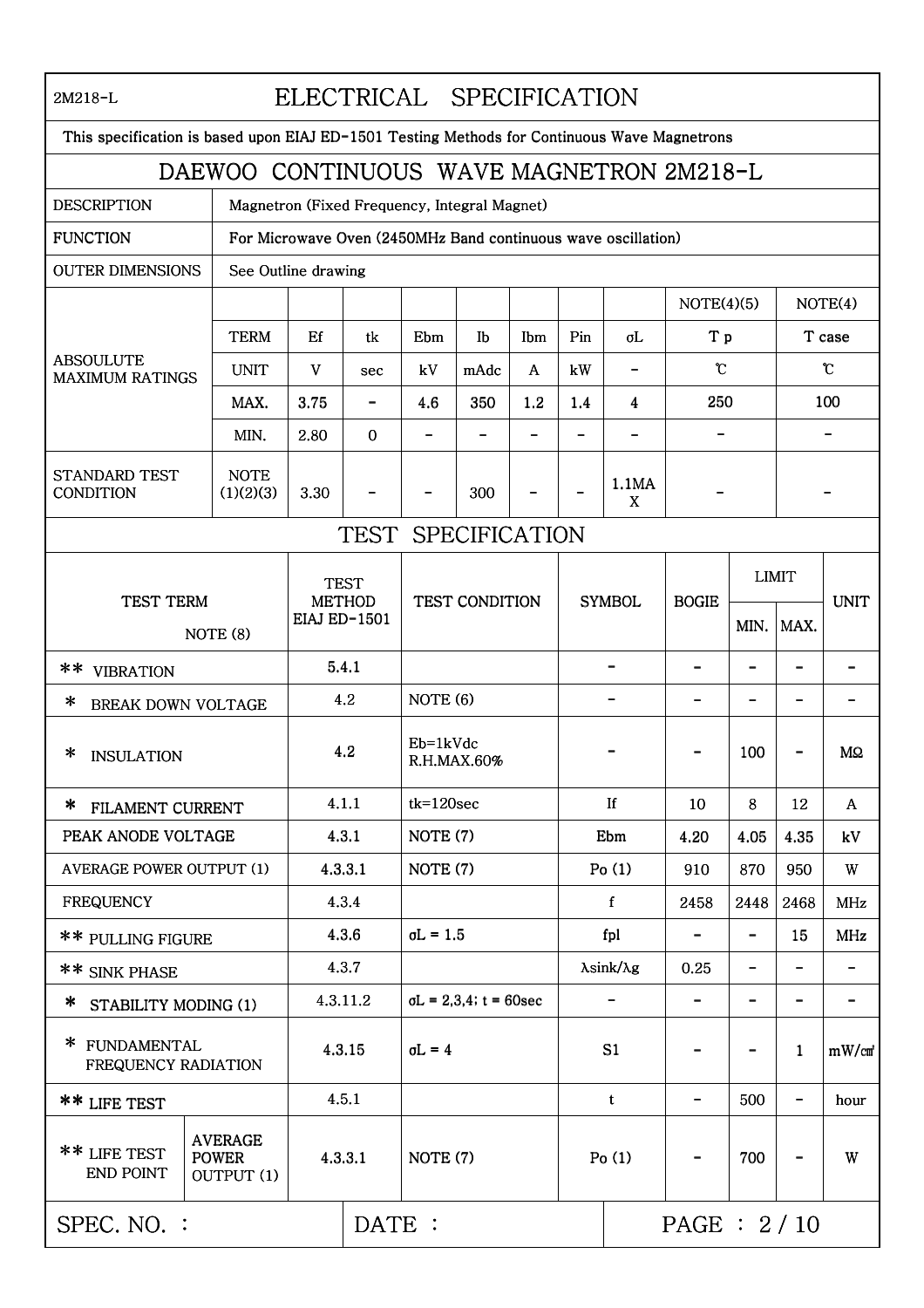2M218-L

# ELECTRICAL SPECIFICATION

This specification is based upon EIAJ ED-1501 Testing Methods for Continuous Wave Magnetrons

## DAEWOO CONTINUOUS WAVE MAGNETRON 2M218-L

| | |
|---|---|
| DESCRIPTION | Magnetron (Fixed Frequency, Integral Magnet) |
| FUNCTION | For Microwave Oven (2450MHz Band continuous wave oscillation) |
| OUTER DIMENSIONS | See Outline drawing |

| | | | | | | | | | | NOTE(4)(5) | NOTE(4) |
|---|---|---|---|---|---|---|---|---|---|---|---|
| ABSOULUTE MAXIMUM RATINGS | TERM | Ef | tk | Ebm | Ib | Ibm | Pin | σL | T p | T case |
| | UNIT | V | sec | kV | mAdc | A | kW | - | ℃ | ℃ |
| | MAX. | 3.75 | - | 4.6 | 350 | 1.2 | 1.4 | 4 | 250 | 100 |
| | MIN. | 2.80 | 0 | - | - | - | - | - | - | - |
| STANDARD TEST CONDITION | NOTE (1)(2)(3) | 3.30 | - | - | 300 | - | - | 1.1MAX | - | - |

## TEST SPECIFICATION

| TEST TERM NOTE (8) | | TEST METHOD EIAJ ED-1501 | TEST CONDITION | SYMBOL | BOGIE | LIMIT | | UNIT |
|---|---|---|---|---|---|---|---|---|
| | | | | | | MIN. | MAX. | |
| ** VIBRATION | | 5.4.1 | | - | - | - | - | - |
| * BREAK DOWN VOLTAGE | | 4.2 | NOTE (6) | - | - | - | - | - |
| * INSULATION | | 4.2 | Eb=1kVdc R.H.MAX.60% | - | - | 100 | - | MΩ |
| * FILAMENT CURRENT | | 4.1.1 | tk=120sec | If | 10 | 8 | 12 | A |
| PEAK ANODE VOLTAGE | | 4.3.1 | NOTE (7) | Ebm | 4.20 | 4.05 | 4.35 | kV |
| AVERAGE POWER OUTPUT (1) | | 4.3.3.1 | NOTE (7) | Po (1) | 910 | 870 | 950 | W |
| FREQUENCY | | 4.3.4 | | f | 2458 | 2448 | 2468 | MHz |
| ** PULLING FIGURE | | 4.3.6 | σL = 1.5 | fpl | - | - | 15 | MHz |
| ** SINK PHASE | | 4.3.7 | | λsink/λg | 0.25 | - | - | - |
| * STABILITY MODING (1) | | 4.3.11.2 | σL = 2,3,4; t = 60sec | - | - | - | - | - |
| * FUNDAMENTAL FREQUENCY RADIATION | | 4.3.15 | σL = 4 | S1 | - | - | 1 | mW/㎠ |
| ** LIFE TEST | | 4.5.1 | | t | - | 500 | - | hour |
| ** LIFE TEST END POINT | AVERAGE POWER OUTPUT (1) | 4.3.3.1 | NOTE (7) | Po (1) | - | 700 | - | W |

SPEC. NO. : | DATE :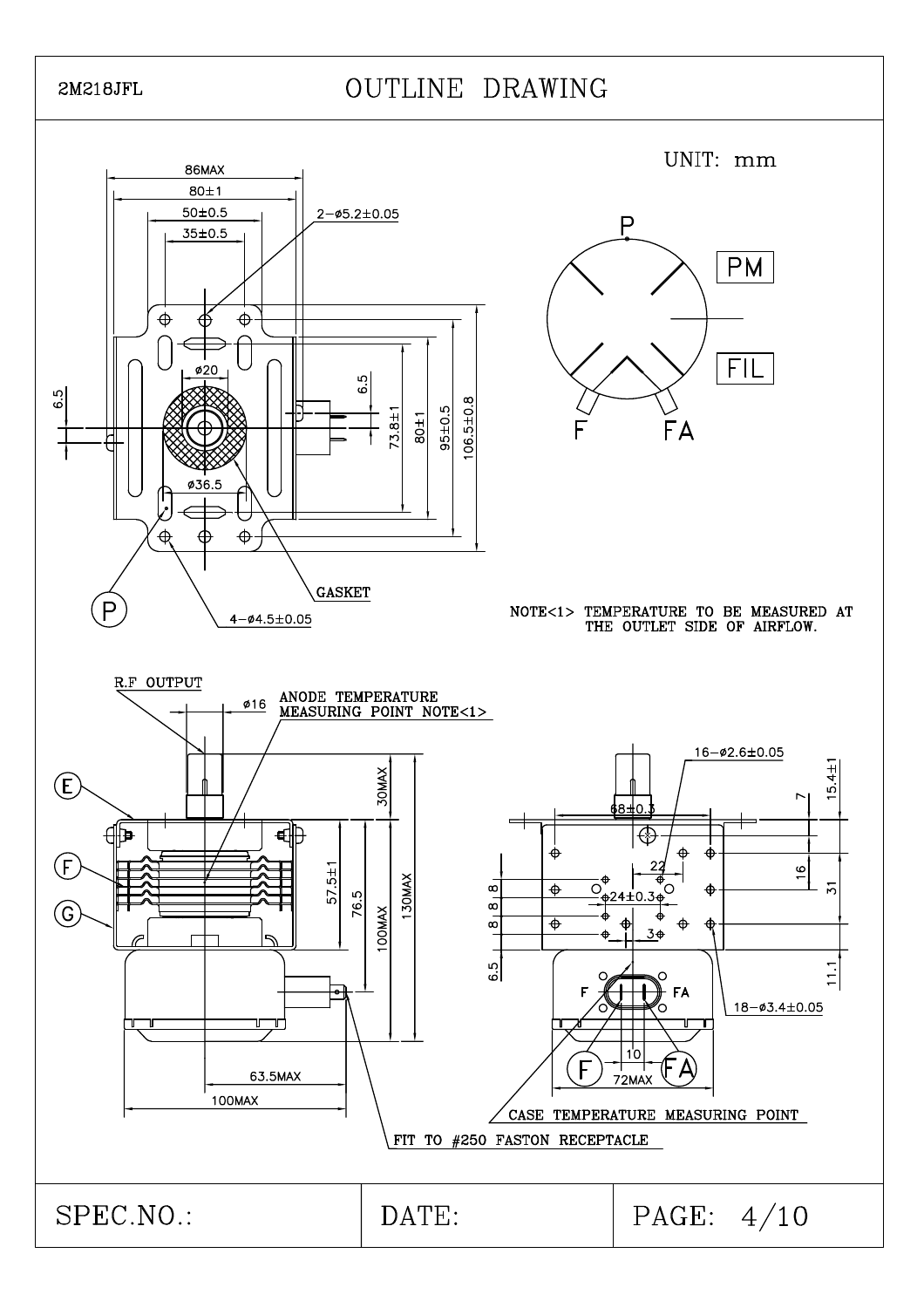2M218JFL

# OUTLINE DRAWING

UNIT: mm

86MAX
80±1
50±0.5
35±0.5
2−φ5.2±0.05
φ20
6.5
6.5
73.8±1
80±1
95±0.5
106.5±0.8
φ36.5
GASKET
P
4−φ4.5±0.05

P
PM
FIL
F
FA

NOTE<1> TEMPERATURE TO BE MEASURED AT THE OUTLET SIDE OF AIRFLOW.

R.F OUTPUT
φ16
ANODE TEMPERATURE MEASURING POINT NOTE<1>
E
F
G
30MAX
57.5±1
76.5
100MAX
130MAX
63.5MAX
100MAX
FIT TO #250 FASTON RECEPTACLE

16−φ2.6±0.05
68±0.3
22
φ24±0.3
3
8
8
8
8
6.5
7
15.4±1
16
31
11.1
18−φ3.4±0.05
F
FA
10
72MAX
F
FA
CASE TEMPERATURE MEASURING POINT

SPEC.NO.: DATE: PAGE: 4/10